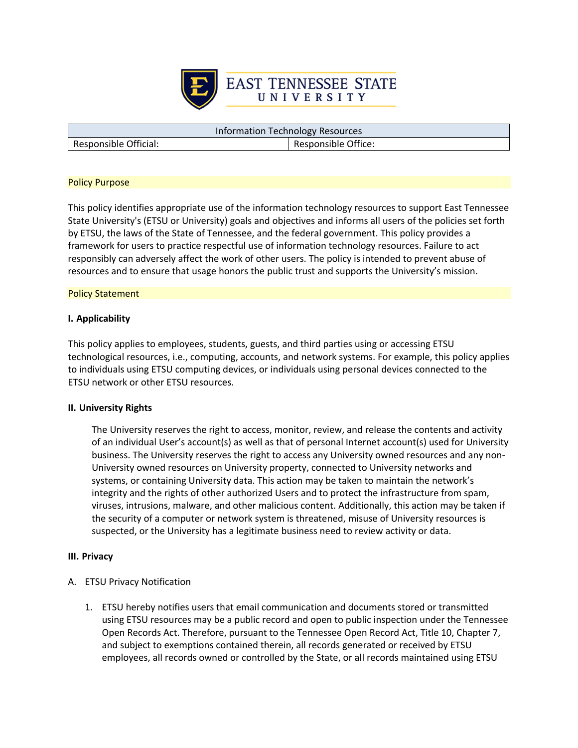# EAST TENNESSEE STATE UNIVERSITY

| Information Technology Resources | |
|---|---|
| Responsible Official: | Responsible Office: |

## Policy Purpose

This policy identifies appropriate use of the information technology resources to support East Tennessee State University's (ETSU or University) goals and objectives and informs all users of the policies set forth by ETSU, the laws of the State of Tennessee, and the federal government. This policy provides a framework for users to practice respectful use of information technology resources. Failure to act responsibly can adversely affect the work of other users. The policy is intended to prevent abuse of resources and to ensure that usage honors the public trust and supports the University's mission.

## Policy Statement

### I. Applicability

This policy applies to employees, students, guests, and third parties using or accessing ETSU technological resources, i.e., computing, accounts, and network systems. For example, this policy applies to individuals using ETSU computing devices, or individuals using personal devices connected to the ETSU network or other ETSU resources.

### II. University Rights

The University reserves the right to access, monitor, review, and release the contents and activity of an individual User's account(s) as well as that of personal Internet account(s) used for University business. The University reserves the right to access any University owned resources and any non-University owned resources on University property, connected to University networks and systems, or containing University data. This action may be taken to maintain the network's integrity and the rights of other authorized Users and to protect the infrastructure from spam, viruses, intrusions, malware, and other malicious content. Additionally, this action may be taken if the security of a computer or network system is threatened, misuse of University resources is suspected, or the University has a legitimate business need to review activity or data.

### III. Privacy

A. ETSU Privacy Notification

1. ETSU hereby notifies users that email communication and documents stored or transmitted using ETSU resources may be a public record and open to public inspection under the Tennessee Open Records Act. Therefore, pursuant to the Tennessee Open Record Act, Title 10, Chapter 7, and subject to exemptions contained therein, all records generated or received by ETSU employees, all records owned or controlled by the State, or all records maintained using ETSU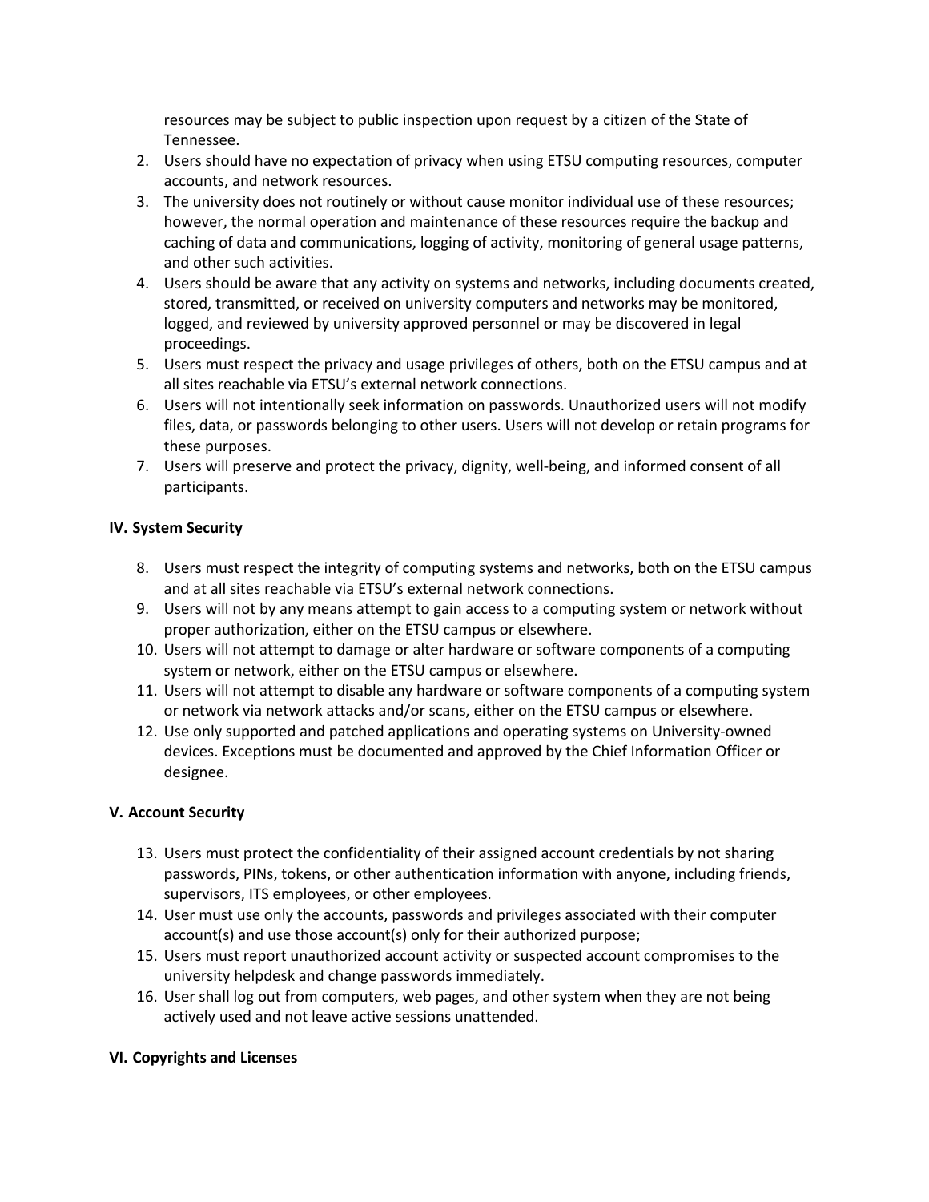resources may be subject to public inspection upon request by a citizen of the State of Tennessee.

2. Users should have no expectation of privacy when using ETSU computing resources, computer accounts, and network resources.
3. The university does not routinely or without cause monitor individual use of these resources; however, the normal operation and maintenance of these resources require the backup and caching of data and communications, logging of activity, monitoring of general usage patterns, and other such activities.
4. Users should be aware that any activity on systems and networks, including documents created, stored, transmitted, or received on university computers and networks may be monitored, logged, and reviewed by university approved personnel or may be discovered in legal proceedings.
5. Users must respect the privacy and usage privileges of others, both on the ETSU campus and at all sites reachable via ETSU's external network connections.
6. Users will not intentionally seek information on passwords. Unauthorized users will not modify files, data, or passwords belonging to other users. Users will not develop or retain programs for these purposes.
7. Users will preserve and protect the privacy, dignity, well-being, and informed consent of all participants.

## IV. System Security

8. Users must respect the integrity of computing systems and networks, both on the ETSU campus and at all sites reachable via ETSU's external network connections.
9. Users will not by any means attempt to gain access to a computing system or network without proper authorization, either on the ETSU campus or elsewhere.
10. Users will not attempt to damage or alter hardware or software components of a computing system or network, either on the ETSU campus or elsewhere.
11. Users will not attempt to disable any hardware or software components of a computing system or network via network attacks and/or scans, either on the ETSU campus or elsewhere.
12. Use only supported and patched applications and operating systems on University-owned devices. Exceptions must be documented and approved by the Chief Information Officer or designee.

## V. Account Security

13. Users must protect the confidentiality of their assigned account credentials by not sharing passwords, PINs, tokens, or other authentication information with anyone, including friends, supervisors, ITS employees, or other employees.
14. User must use only the accounts, passwords and privileges associated with their computer account(s) and use those account(s) only for their authorized purpose;
15. Users must report unauthorized account activity or suspected account compromises to the university helpdesk and change passwords immediately.
16. User shall log out from computers, web pages, and other system when they are not being actively used and not leave active sessions unattended.

## VI. Copyrights and Licenses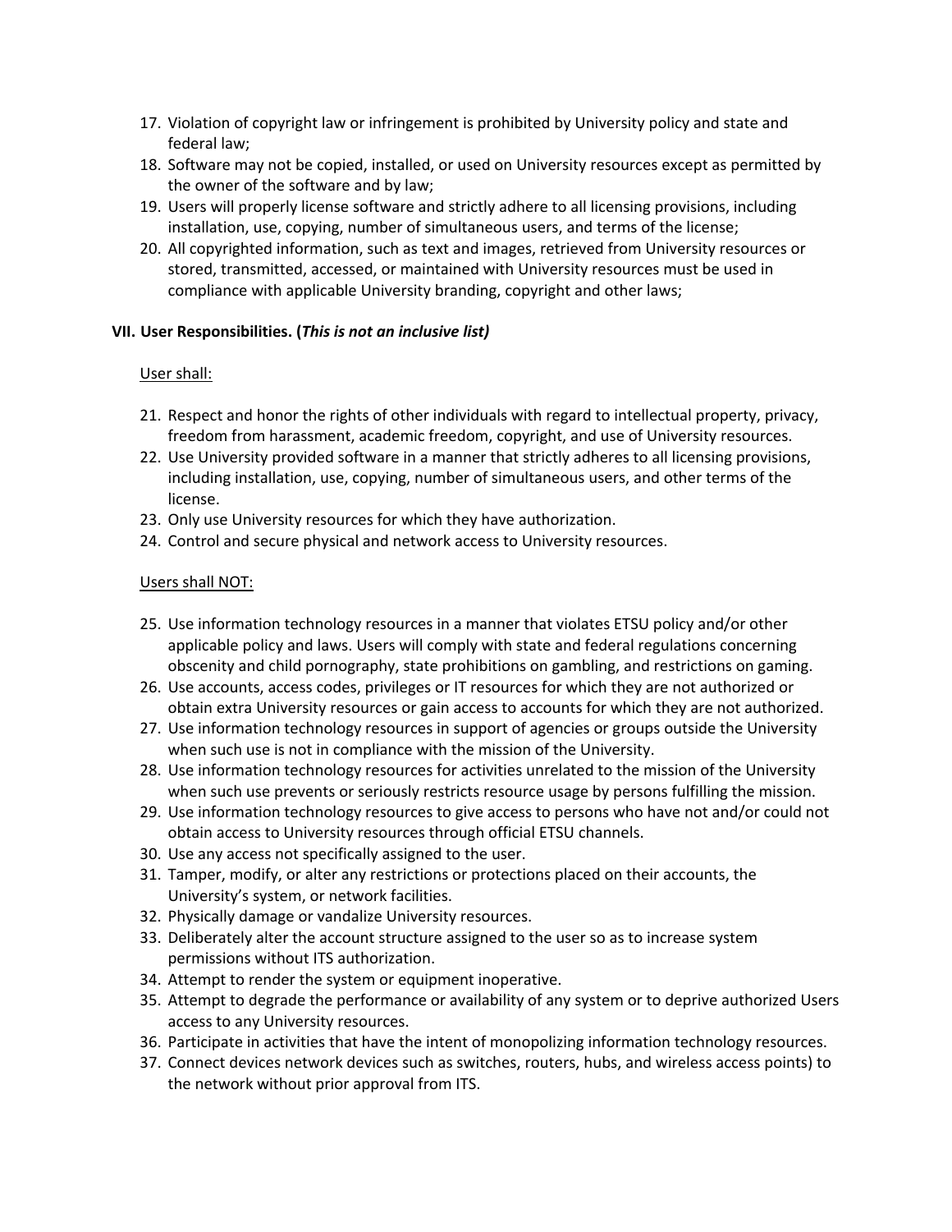17. Violation of copyright law or infringement is prohibited by University policy and state and federal law;
18. Software may not be copied, installed, or used on University resources except as permitted by the owner of the software and by law;
19. Users will properly license software and strictly adhere to all licensing provisions, including installation, use, copying, number of simultaneous users, and terms of the license;
20. All copyrighted information, such as text and images, retrieved from University resources or stored, transmitted, accessed, or maintained with University resources must be used in compliance with applicable University branding, copyright and other laws;

### VII. User Responsibilities. (*This is not an inclusive list)*

<u>User shall:</u>

21. Respect and honor the rights of other individuals with regard to intellectual property, privacy, freedom from harassment, academic freedom, copyright, and use of University resources.
22. Use University provided software in a manner that strictly adheres to all licensing provisions, including installation, use, copying, number of simultaneous users, and other terms of the license.
23. Only use University resources for which they have authorization.
24. Control and secure physical and network access to University resources.

<u>Users shall NOT:</u>

25. Use information technology resources in a manner that violates ETSU policy and/or other applicable policy and laws. Users will comply with state and federal regulations concerning obscenity and child pornography, state prohibitions on gambling, and restrictions on gaming.
26. Use accounts, access codes, privileges or IT resources for which they are not authorized or obtain extra University resources or gain access to accounts for which they are not authorized.
27. Use information technology resources in support of agencies or groups outside the University when such use is not in compliance with the mission of the University.
28. Use information technology resources for activities unrelated to the mission of the University when such use prevents or seriously restricts resource usage by persons fulfilling the mission.
29. Use information technology resources to give access to persons who have not and/or could not obtain access to University resources through official ETSU channels.
30. Use any access not specifically assigned to the user.
31. Tamper, modify, or alter any restrictions or protections placed on their accounts, the University's system, or network facilities.
32. Physically damage or vandalize University resources.
33. Deliberately alter the account structure assigned to the user so as to increase system permissions without ITS authorization.
34. Attempt to render the system or equipment inoperative.
35. Attempt to degrade the performance or availability of any system or to deprive authorized Users access to any University resources.
36. Participate in activities that have the intent of monopolizing information technology resources.
37. Connect devices network devices such as switches, routers, hubs, and wireless access points) to the network without prior approval from ITS.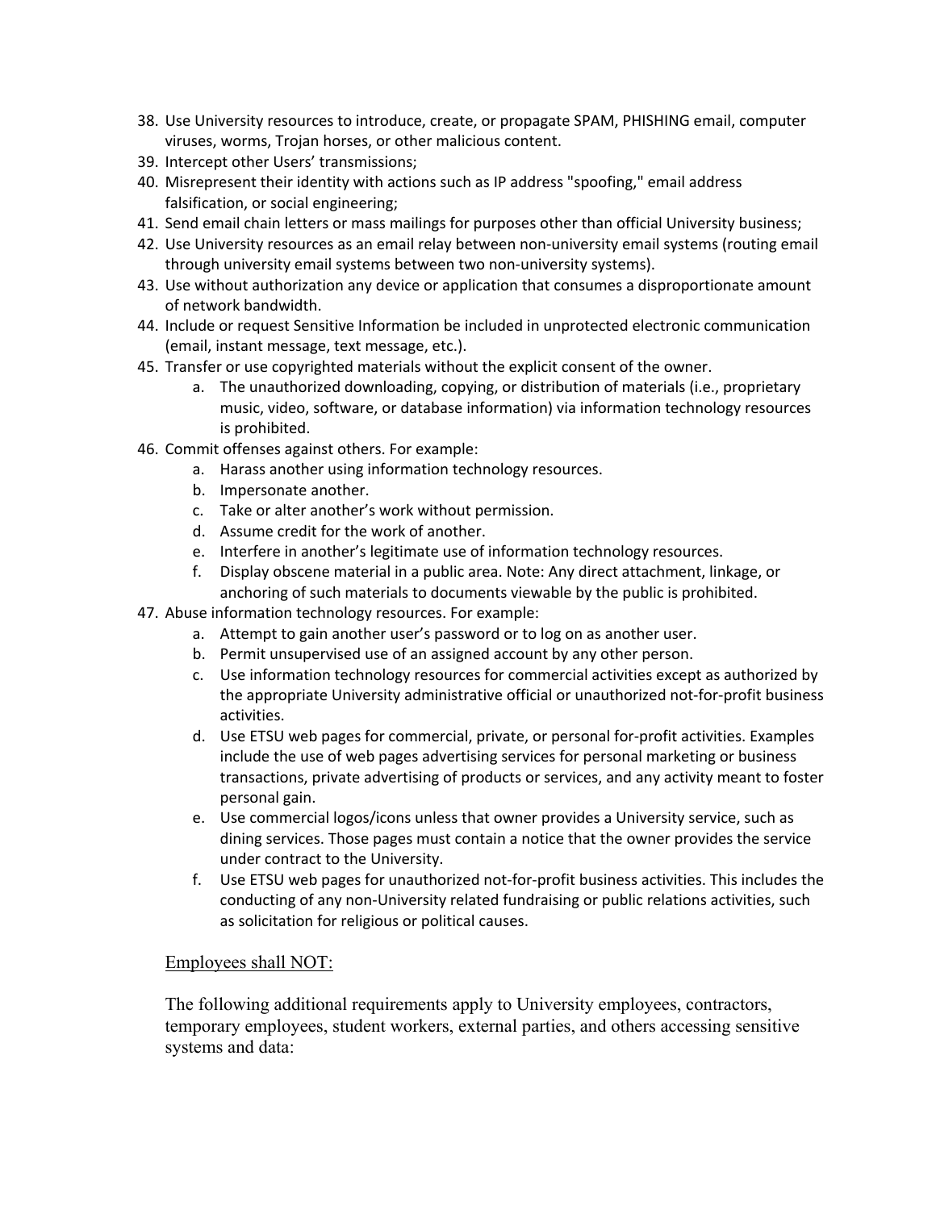38. Use University resources to introduce, create, or propagate SPAM, PHISHING email, computer viruses, worms, Trojan horses, or other malicious content.
39. Intercept other Users' transmissions;
40. Misrepresent their identity with actions such as IP address "spoofing," email address falsification, or social engineering;
41. Send email chain letters or mass mailings for purposes other than official University business;
42. Use University resources as an email relay between non-university email systems (routing email through university email systems between two non-university systems).
43. Use without authorization any device or application that consumes a disproportionate amount of network bandwidth.
44. Include or request Sensitive Information be included in unprotected electronic communication (email, instant message, text message, etc.).
45. Transfer or use copyrighted materials without the explicit consent of the owner.
    a. The unauthorized downloading, copying, or distribution of materials (i.e., proprietary music, video, software, or database information) via information technology resources is prohibited.
46. Commit offenses against others. For example:
    a. Harass another using information technology resources.
    b. Impersonate another.
    c. Take or alter another's work without permission.
    d. Assume credit for the work of another.
    e. Interfere in another's legitimate use of information technology resources.
    f. Display obscene material in a public area. Note: Any direct attachment, linkage, or anchoring of such materials to documents viewable by the public is prohibited.
47. Abuse information technology resources. For example:
    a. Attempt to gain another user's password or to log on as another user.
    b. Permit unsupervised use of an assigned account by any other person.
    c. Use information technology resources for commercial activities except as authorized by the appropriate University administrative official or unauthorized not-for-profit business activities.
    d. Use ETSU web pages for commercial, private, or personal for-profit activities. Examples include the use of web pages advertising services for personal marketing or business transactions, private advertising of products or services, and any activity meant to foster personal gain.
    e. Use commercial logos/icons unless that owner provides a University service, such as dining services. Those pages must contain a notice that the owner provides the service under contract to the University.
    f. Use ETSU web pages for unauthorized not-for-profit business activities. This includes the conducting of any non-University related fundraising or public relations activities, such as solicitation for religious or political causes.

<u>Employees shall NOT:</u>

The following additional requirements apply to University employees, contractors, temporary employees, student workers, external parties, and others accessing sensitive systems and data: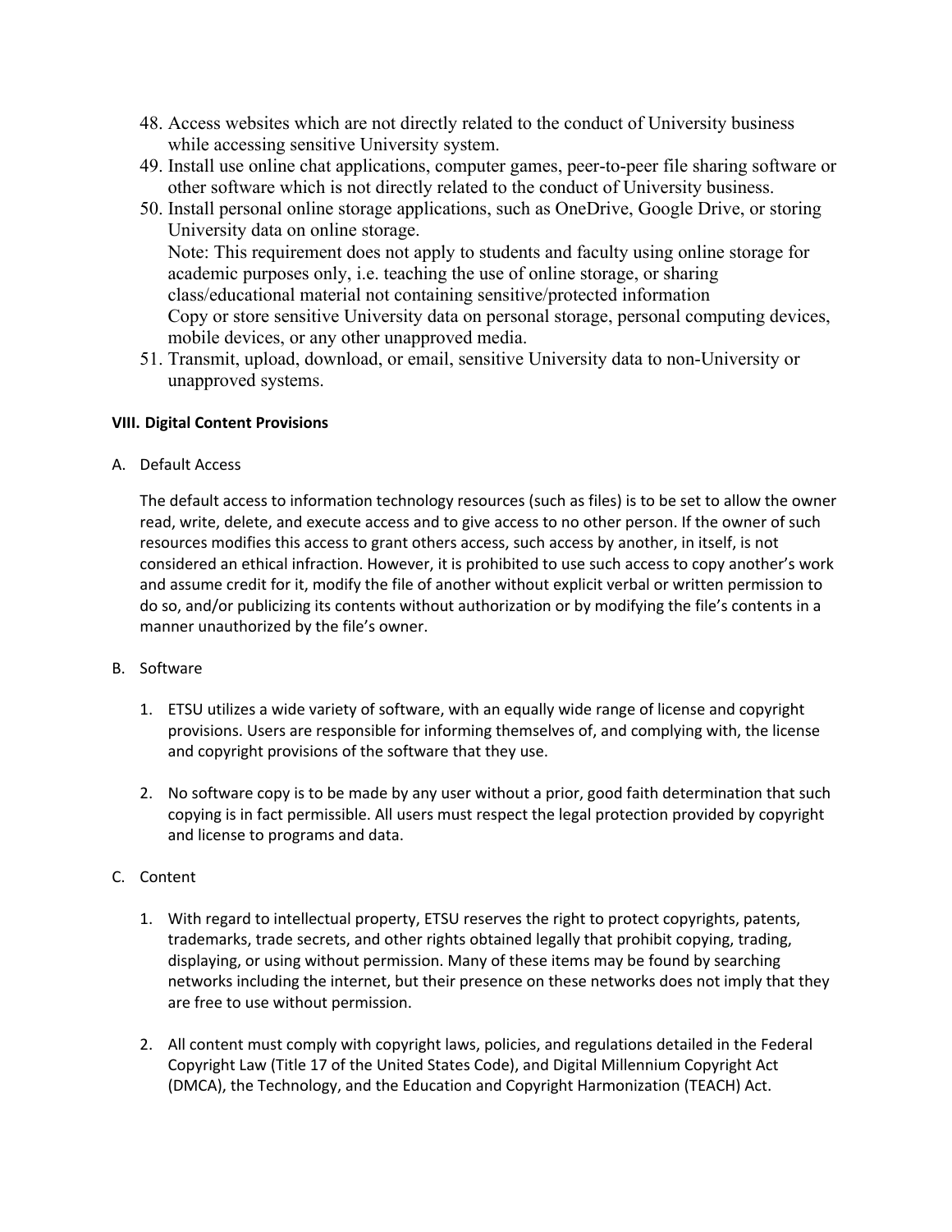48. Access websites which are not directly related to the conduct of University business while accessing sensitive University system.
49. Install use online chat applications, computer games, peer-to-peer file sharing software or other software which is not directly related to the conduct of University business.
50. Install personal online storage applications, such as OneDrive, Google Drive, or storing University data on online storage.
    Note: This requirement does not apply to students and faculty using online storage for academic purposes only, i.e. teaching the use of online storage, or sharing class/educational material not containing sensitive/protected information
    Copy or store sensitive University data on personal storage, personal computing devices, mobile devices, or any other unapproved media.
51. Transmit, upload, download, or email, sensitive University data to non-University or unapproved systems.

**VIII. Digital Content Provisions**

A. Default Access

The default access to information technology resources (such as files) is to be set to allow the owner read, write, delete, and execute access and to give access to no other person. If the owner of such resources modifies this access to grant others access, such access by another, in itself, is not considered an ethical infraction. However, it is prohibited to use such access to copy another's work and assume credit for it, modify the file of another without explicit verbal or written permission to do so, and/or publicizing its contents without authorization or by modifying the file's contents in a manner unauthorized by the file's owner.

B. Software

1. ETSU utilizes a wide variety of software, with an equally wide range of license and copyright provisions. Users are responsible for informing themselves of, and complying with, the license and copyright provisions of the software that they use.

2. No software copy is to be made by any user without a prior, good faith determination that such copying is in fact permissible. All users must respect the legal protection provided by copyright and license to programs and data.

C. Content

1. With regard to intellectual property, ETSU reserves the right to protect copyrights, patents, trademarks, trade secrets, and other rights obtained legally that prohibit copying, trading, displaying, or using without permission. Many of these items may be found by searching networks including the internet, but their presence on these networks does not imply that they are free to use without permission.

2. All content must comply with copyright laws, policies, and regulations detailed in the Federal Copyright Law (Title 17 of the United States Code), and Digital Millennium Copyright Act (DMCA), the Technology, and the Education and Copyright Harmonization (TEACH) Act.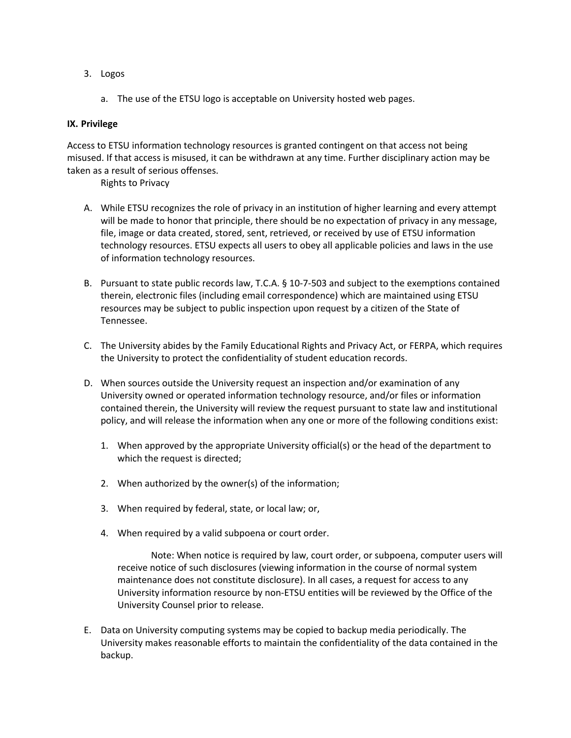3. Logos

    a. The use of the ETSU logo is acceptable on University hosted web pages.

**IX. Privilege**

Access to ETSU information technology resources is granted contingent on that access not being misused. If that access is misused, it can be withdrawn at any time. Further disciplinary action may be taken as a result of serious offenses.

Rights to Privacy

A. While ETSU recognizes the role of privacy in an institution of higher learning and every attempt will be made to honor that principle, there should be no expectation of privacy in any message, file, image or data created, stored, sent, retrieved, or received by use of ETSU information technology resources. ETSU expects all users to obey all applicable policies and laws in the use of information technology resources.

B. Pursuant to state public records law, T.C.A. § 10-7-503 and subject to the exemptions contained therein, electronic files (including email correspondence) which are maintained using ETSU resources may be subject to public inspection upon request by a citizen of the State of Tennessee.

C. The University abides by the Family Educational Rights and Privacy Act, or FERPA, which requires the University to protect the confidentiality of student education records.

D. When sources outside the University request an inspection and/or examination of any University owned or operated information technology resource, and/or files or information contained therein, the University will review the request pursuant to state law and institutional policy, and will release the information when any one or more of the following conditions exist:

    1. When approved by the appropriate University official(s) or the head of the department to which the request is directed;

    2. When authorized by the owner(s) of the information;

    3. When required by federal, state, or local law; or,

    4. When required by a valid subpoena or court order.

    Note: When notice is required by law, court order, or subpoena, computer users will receive notice of such disclosures (viewing information in the course of normal system maintenance does not constitute disclosure). In all cases, a request for access to any University information resource by non-ETSU entities will be reviewed by the Office of the University Counsel prior to release.

E. Data on University computing systems may be copied to backup media periodically. The University makes reasonable efforts to maintain the confidentiality of the data contained in the backup.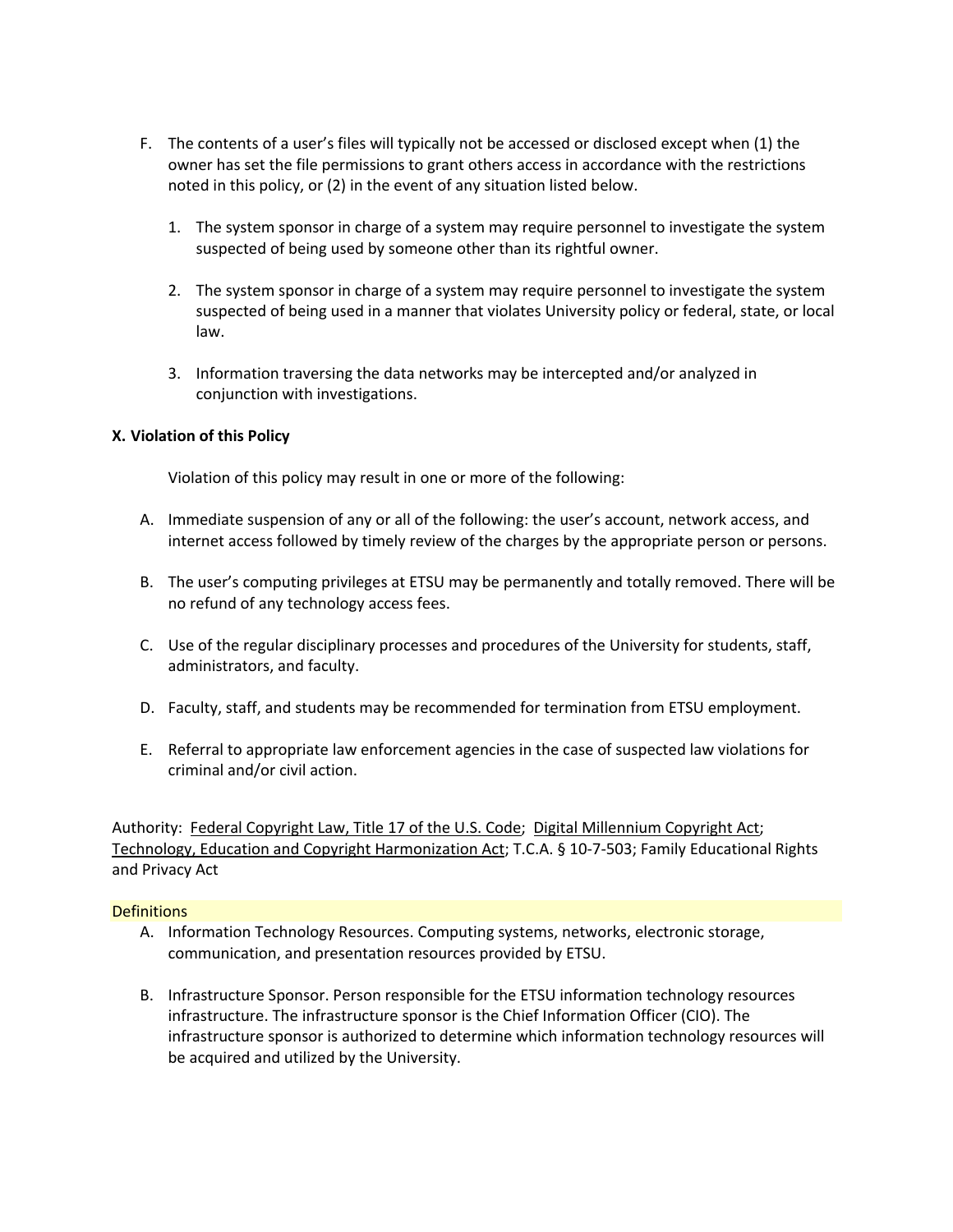F. The contents of a user's files will typically not be accessed or disclosed except when (1) the owner has set the file permissions to grant others access in accordance with the restrictions noted in this policy, or (2) in the event of any situation listed below.

   1. The system sponsor in charge of a system may require personnel to investigate the system suspected of being used by someone other than its rightful owner.

   2. The system sponsor in charge of a system may require personnel to investigate the system suspected of being used in a manner that violates University policy or federal, state, or local law.

   3. Information traversing the data networks may be intercepted and/or analyzed in conjunction with investigations.

**X. Violation of this Policy**

Violation of this policy may result in one or more of the following:

A. Immediate suspension of any or all of the following: the user's account, network access, and internet access followed by timely review of the charges by the appropriate person or persons.

B. The user's computing privileges at ETSU may be permanently and totally removed. There will be no refund of any technology access fees.

C. Use of the regular disciplinary processes and procedures of the University for students, staff, administrators, and faculty.

D. Faculty, staff, and students may be recommended for termination from ETSU employment.

E. Referral to appropriate law enforcement agencies in the case of suspected law violations for criminal and/or civil action.

Authority: Federal Copyright Law, Title 17 of the U.S. Code; Digital Millennium Copyright Act; Technology, Education and Copyright Harmonization Act; T.C.A. § 10-7-503; Family Educational Rights and Privacy Act

Definitions

A. Information Technology Resources. Computing systems, networks, electronic storage, communication, and presentation resources provided by ETSU.

B. Infrastructure Sponsor. Person responsible for the ETSU information technology resources infrastructure. The infrastructure sponsor is the Chief Information Officer (CIO). The infrastructure sponsor is authorized to determine which information technology resources will be acquired and utilized by the University.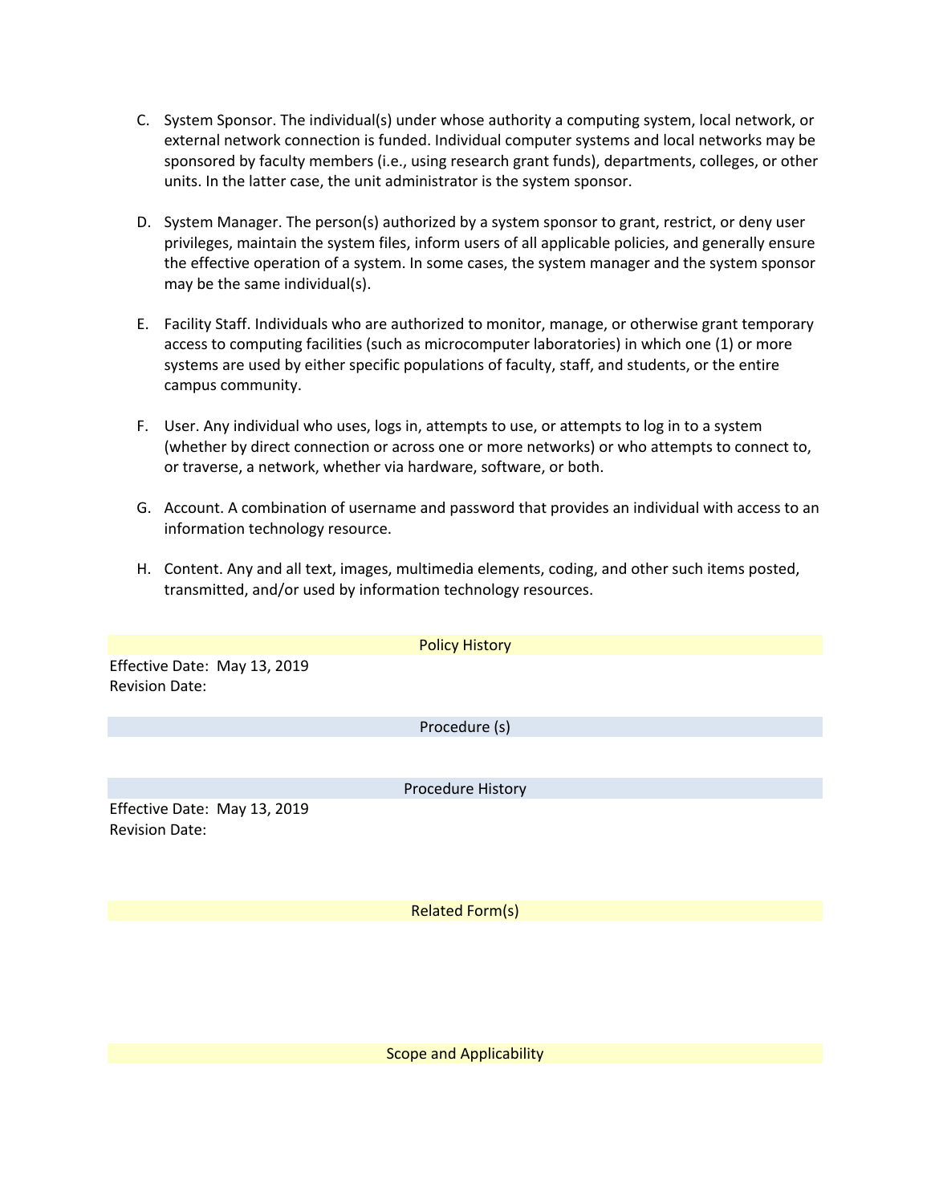C. System Sponsor. The individual(s) under whose authority a computing system, local network, or external network connection is funded. Individual computer systems and local networks may be sponsored by faculty members (i.e., using research grant funds), departments, colleges, or other units. In the latter case, the unit administrator is the system sponsor.

D. System Manager. The person(s) authorized by a system sponsor to grant, restrict, or deny user privileges, maintain the system files, inform users of all applicable policies, and generally ensure the effective operation of a system. In some cases, the system manager and the system sponsor may be the same individual(s).

E. Facility Staff. Individuals who are authorized to monitor, manage, or otherwise grant temporary access to computing facilities (such as microcomputer laboratories) in which one (1) or more systems are used by either specific populations of faculty, staff, and students, or the entire campus community.

F. User. Any individual who uses, logs in, attempts to use, or attempts to log in to a system (whether by direct connection or across one or more networks) or who attempts to connect to, or traverse, a network, whether via hardware, software, or both.

G. Account. A combination of username and password that provides an individual with access to an information technology resource.

H. Content. Any and all text, images, multimedia elements, coding, and other such items posted, transmitted, and/or used by information technology resources.

## Policy History

Effective Date: May 13, 2019
Revision Date:

## Procedure (s)

## Procedure History

Effective Date: May 13, 2019
Revision Date:

## Related Form(s)

## Scope and Applicability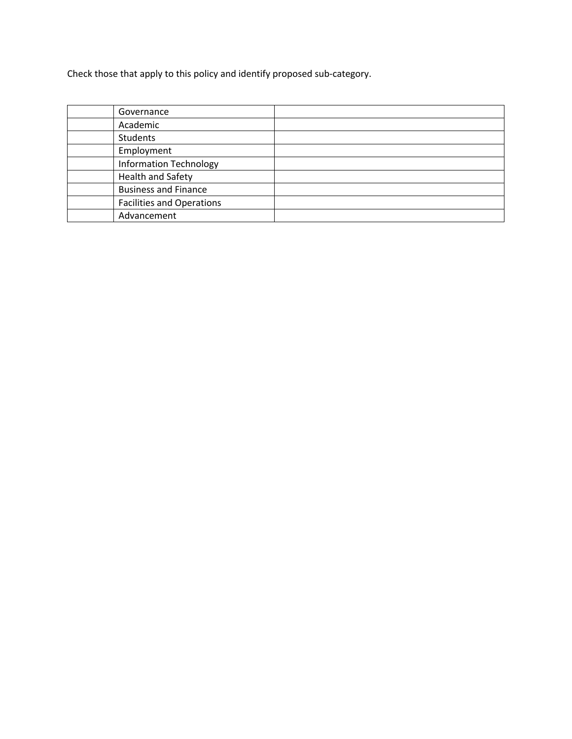Check those that apply to this policy and identify proposed sub-category.

| | | |
|---|---|---|
| | Governance | |
| | Academic | |
| | Students | |
| | Employment | |
| | Information Technology | |
| | Health and Safety | |
| | Business and Finance | |
| | Facilities and Operations | |
| | Advancement | |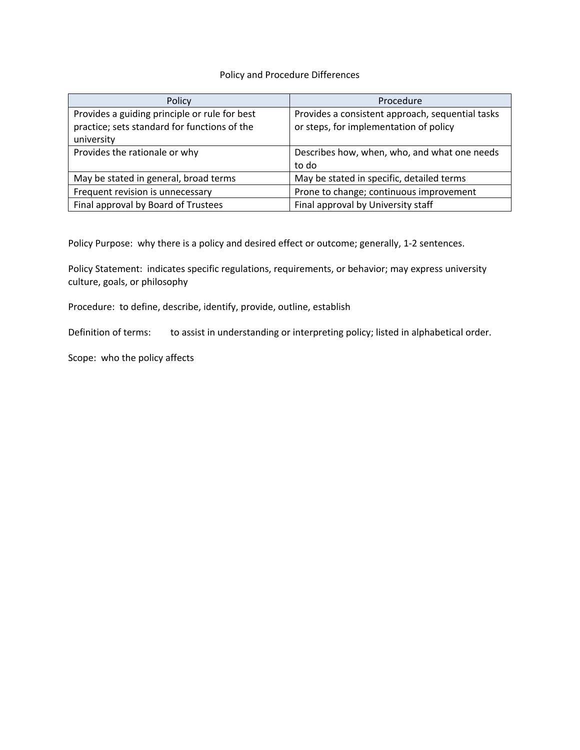Policy and Procedure Differences

| Policy | Procedure |
|---|---|
| Provides a guiding principle or rule for best practice; sets standard for functions of the university | Provides a consistent approach, sequential tasks or steps, for implementation of policy |
| Provides the rationale or why | Describes how, when, who, and what one needs to do |
| May be stated in general, broad terms | May be stated in specific, detailed terms |
| Frequent revision is unnecessary | Prone to change; continuous improvement |
| Final approval by Board of Trustees | Final approval by University staff |

Policy Purpose: why there is a policy and desired effect or outcome; generally, 1-2 sentences.

Policy Statement: indicates specific regulations, requirements, or behavior; may express university culture, goals, or philosophy

Procedure: to define, describe, identify, provide, outline, establish

Definition of terms: to assist in understanding or interpreting policy; listed in alphabetical order.

Scope: who the policy affects